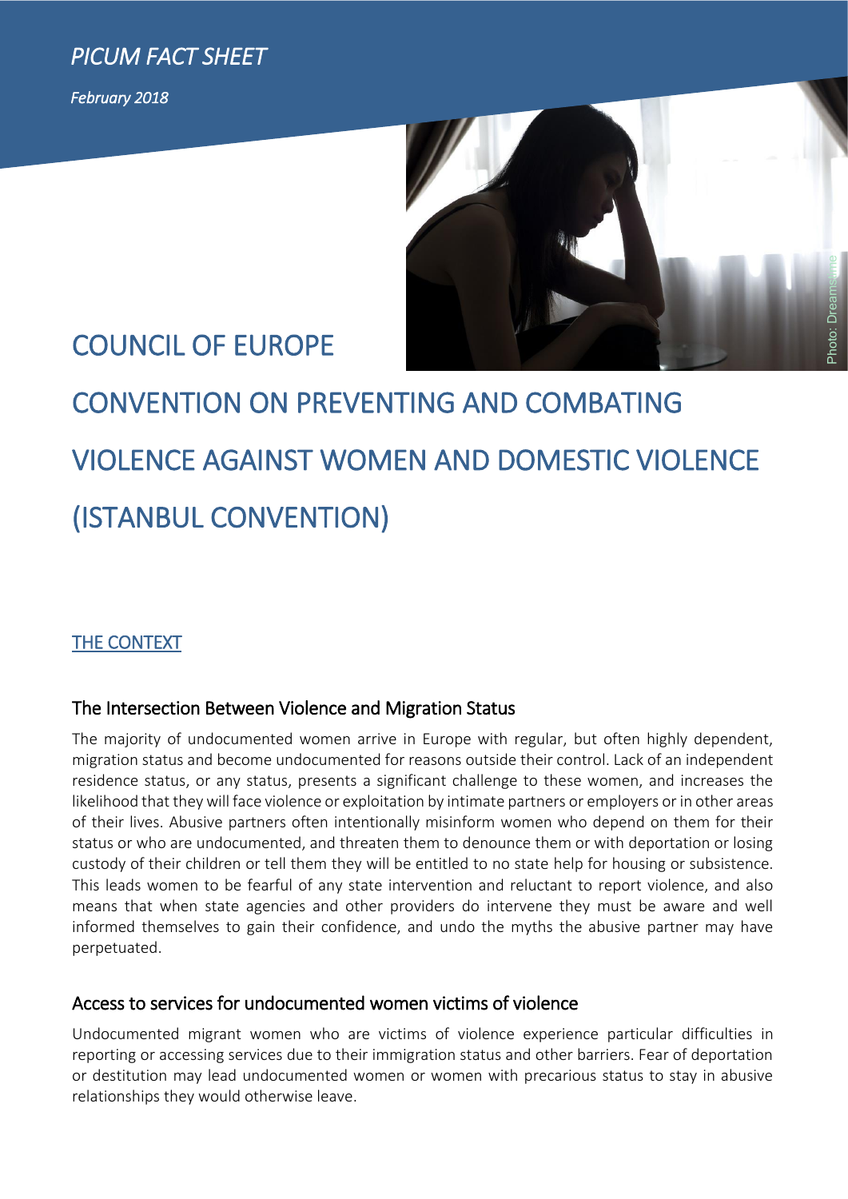*PICUM FACT SHEET*

*February 2018*

# COUNCIL OF EUROPE CONVENTION ON PREVENTING AND COMBATING VIOLENCE AGAINST WOMEN AND DOMESTIC VIOLENCE (ISTANBUL CONVENTION)

## THE CONTEXT

### The Intersection Between Violence and Migration Status

The majority of undocumented women arrive in Europe with regular, but often highly dependent, migration status and become undocumented for reasons outside their control. Lack of an independent residence status, or any status, presents a significant challenge to these women, and increases the likelihood that they will face violence or exploitation by intimate partners or employers or in other areas of their lives. Abusive partners often intentionally misinform women who depend on them for their status or who are undocumented, and threaten them to denounce them or with deportation or losing custody of their children or tell them they will be entitled to no state help for housing or subsistence. This leads women to be fearful of any state intervention and reluctant to report violence, and also means that when state agencies and other providers do intervene they must be aware and well informed themselves to gain their confidence, and undo the myths the abusive partner may have perpetuated.

### Access to services for undocumented women victims of violence

Undocumented migrant women who are victims of violence experience particular difficulties in reporting or accessing services due to their immigration status and other barriers. Fear of deportation or destitution may lead undocumented women or women with precarious status to stay in abusive relationships they would otherwise leave.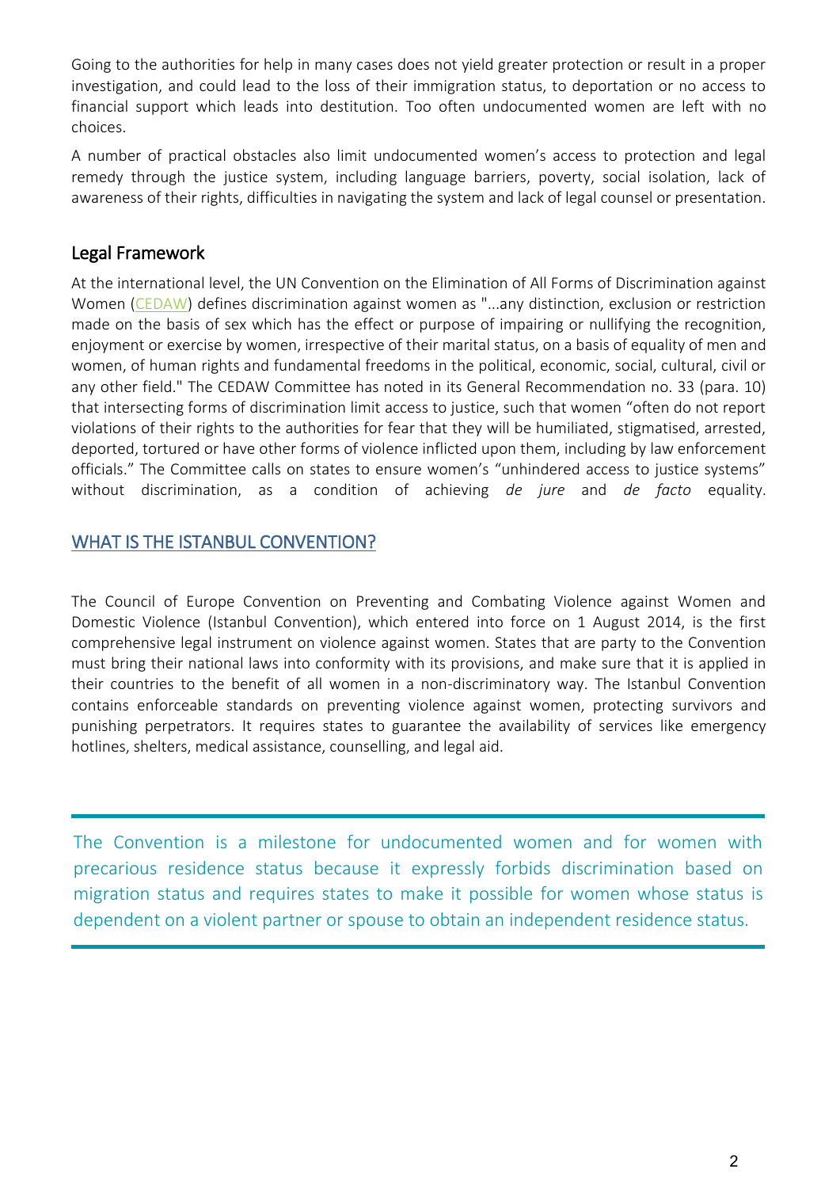Going to the authorities for help in many cases does not yield greater protection or result in a proper investigation, and could lead to the loss of their immigration status, to deportation or no access to financial support which leads into destitution. Too often undocumented women are left with no choices.

A number of practical obstacles also limit undocumented women's access to protection and legal remedy through the justice system, including language barriers, poverty, social isolation, lack of awareness of their rights, difficulties in navigating the system and lack of legal counsel or presentation.

## Legal Framework

At the international level, the UN Convention on the Elimination of All Forms of Discrimination against Women (CEDAW) defines discrimination against women as "...any distinction, exclusion or restriction made on the basis of sex which has the effect or purpose of impairing or nullifying the recognition, enjoyment or exercise by women, irrespective of their marital status, on a basis of equality of men and women, of human rights and fundamental freedoms in the political, economic, social, cultural, civil or any other field." The CEDAW Committee has noted in its General Recommendation no. 33 (para. 10) that intersecting forms of discrimination limit access to justice, such that women "often do not report violations of their rights to the authorities for fear that they will be humiliated, stigmatised, arrested, deported, tortured or have other forms of violence inflicted upon them, including by law enforcement officials." The Committee calls on states to ensure women's "unhindered access to justice systems" without discrimination, as a condition of achieving *de jure* and *de facto* equality.

## WHAT IS THE ISTANBUL CONVENTION?

The Council of Europe Convention on Preventing and Combating Violence against Women and Domestic Violence (Istanbul Convention), which entered into force on 1 August 2014, is the first comprehensive legal instrument on violence against women. States that are party to the Convention must bring their national laws into conformity with its provisions, and make sure that it is applied in their countries to the benefit of all women in a non-discriminatory way. The Istanbul Convention contains enforceable standards on preventing violence against women, protecting survivors and punishing perpetrators. It requires states to guarantee the availability of services like emergency hotlines, shelters, medical assistance, counselling, and legal aid.

> The Convention is a milestone for undocumented women and for women with precarious residence status because it expressly forbids discrimination based on migration status and requires states to make it possible for women whose status is dependent on a violent partner or spouse to obtain an independent residence status.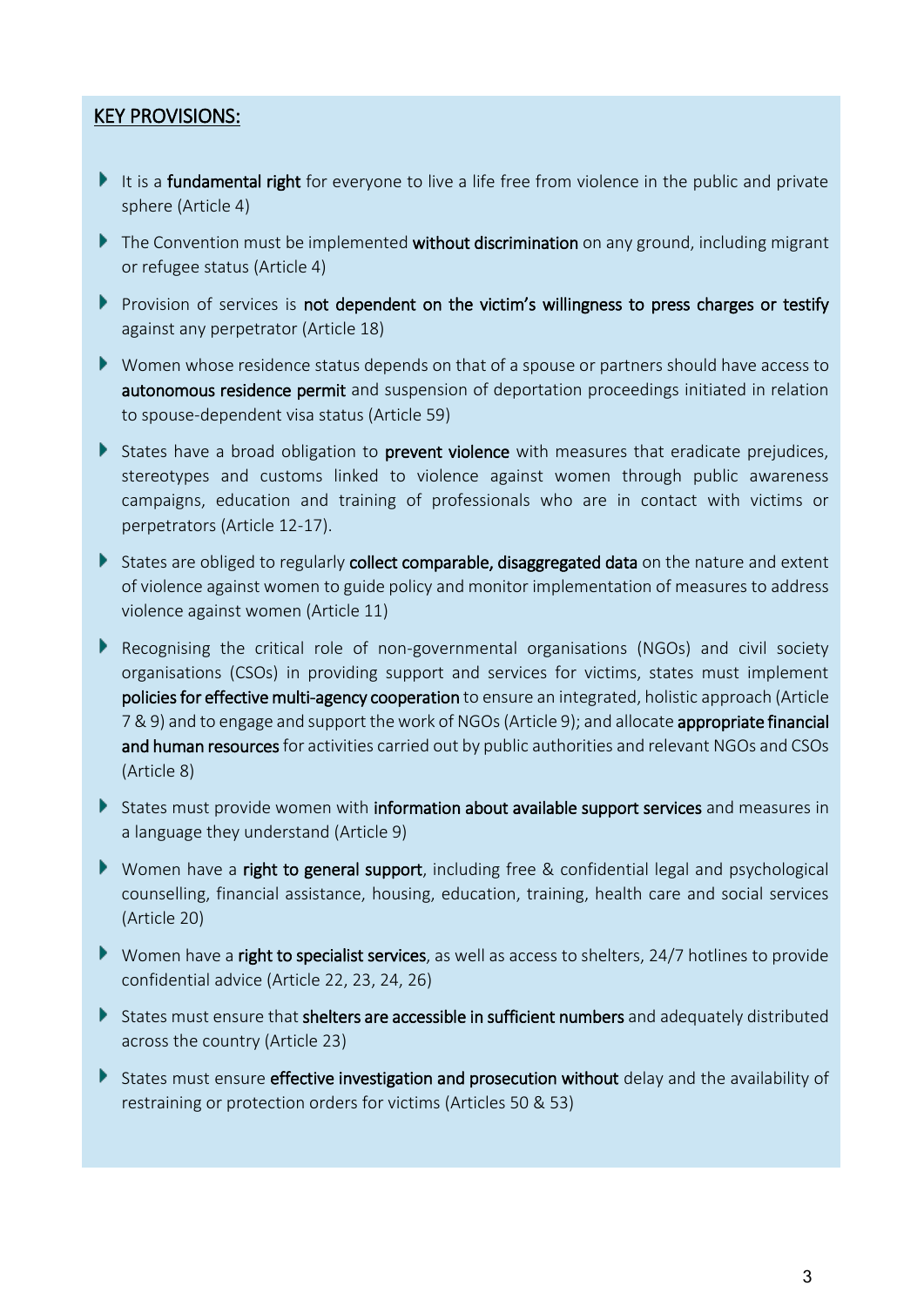## KEY PROVISIONS:

- It is a **fundamental right** for everyone to live a life free from violence in the public and private sphere (Article 4)
- The Convention must be implemented **without discrimination** on any ground, including migrant or refugee status (Article 4)
- Provision of services is **not dependent on the victim's willingness to press charges or testify** against any perpetrator (Article 18)
- Women whose residence status depends on that of a spouse or partners should have access to **autonomous residence permit** and suspension of deportation proceedings initiated in relation to spouse-dependent visa status (Article 59)
- States have a broad obligation to **prevent violence** with measures that eradicate prejudices, stereotypes and customs linked to violence against women through public awareness campaigns, education and training of professionals who are in contact with victims or perpetrators (Article 12-17).
- States are obliged to regularly **collect comparable, disaggregated data** on the nature and extent of violence against women to guide policy and monitor implementation of measures to address violence against women (Article 11)
- Recognising the critical role of non-governmental organisations (NGOs) and civil society organisations (CSOs) in providing support and services for victims, states must implement **policies for effective multi-agency cooperation** to ensure an integrated, holistic approach (Article 7 & 9) and to engage and support the work of NGOs (Article 9); and allocate **appropriate financial and human resources** for activities carried out by public authorities and relevant NGOs and CSOs (Article 8)
- States must provide women with **information about available support services** and measures in a language they understand (Article 9)
- Women have a **right to general support**, including free & confidential legal and psychological counselling, financial assistance, housing, education, training, health care and social services (Article 20)
- Women have a **right to specialist services**, as well as access to shelters, 24/7 hotlines to provide confidential advice (Article 22, 23, 24, 26)
- States must ensure that **shelters are accessible in sufficient numbers** and adequately distributed across the country (Article 23)
- States must ensure **effective investigation and prosecution without** delay and the availability of restraining or protection orders for victims (Articles 50 & 53)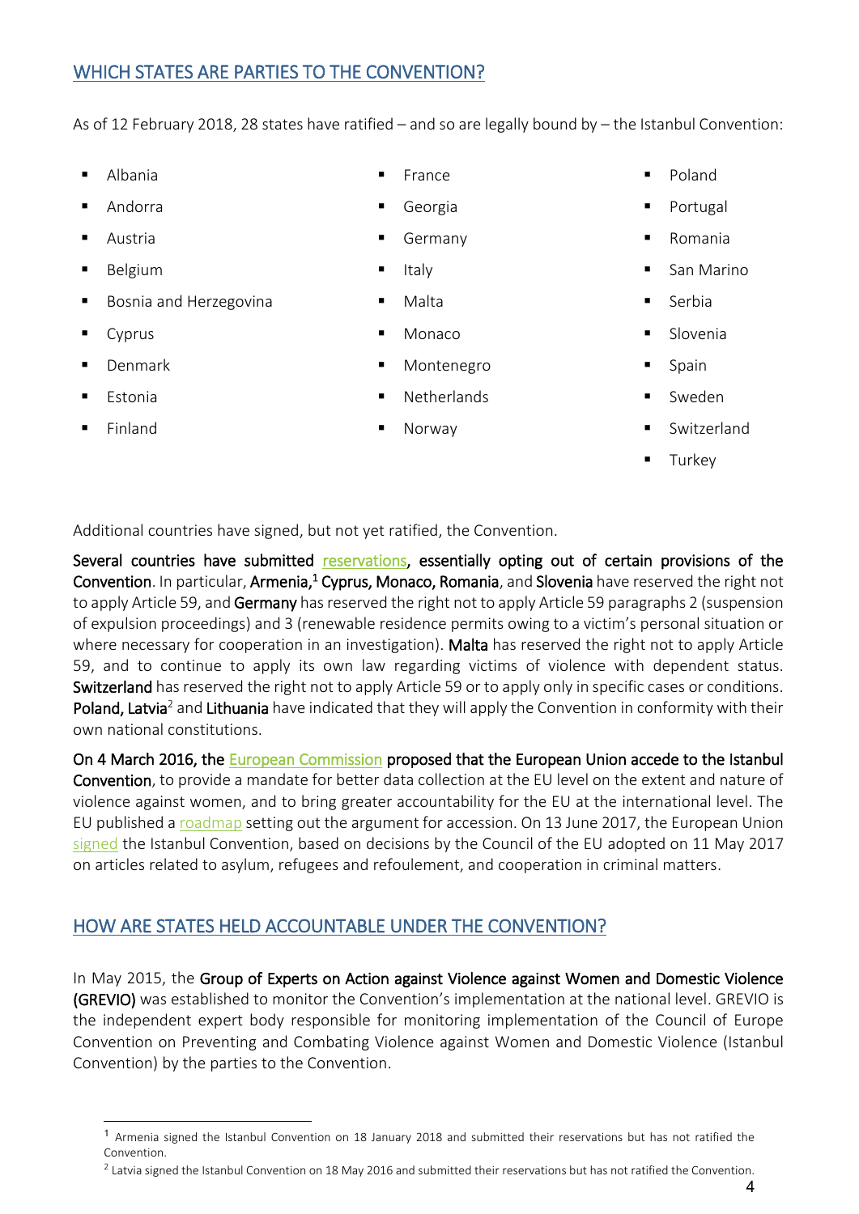## WHICH STATES ARE PARTIES TO THE CONVENTION?

As of 12 February 2018, 28 states have ratified – and so are legally bound by – the Istanbul Convention:

- Albania
- Andorra
- Austria
- Belgium
- Bosnia and Herzegovina
- Cyprus
- Denmark
- Estonia
- Finland
- France
- Georgia
- Germany
- Italy
- Malta
- Monaco
- Montenegro
- Netherlands
- Norway
- Poland
- Portugal
- Romania
- San Marino
- Serbia
- Slovenia
- Spain
- Sweden
- Switzerland
- Turkey

Additional countries have signed, but not yet ratified, the Convention.

**Several countries have submitted reservations, essentially opting out of certain provisions of the Convention**. In particular, **Armenia**,[1] **Cyprus, Monaco, Romania**, and **Slovenia** have reserved the right not to apply Article 59, and **Germany** has reserved the right not to apply Article 59 paragraphs 2 (suspension of expulsion proceedings) and 3 (renewable residence permits owing to a victim's personal situation or where necessary for cooperation in an investigation). **Malta** has reserved the right not to apply Article 59, and to continue to apply its own law regarding victims of violence with dependent status. **Switzerland** has reserved the right not to apply Article 59 or to apply only in specific cases or conditions. **Poland, Latvia**[2] and **Lithuania** have indicated that they will apply the Convention in conformity with their own national constitutions.

**On 4 March 2016, the European Commission proposed that the European Union accede to the Istanbul Convention**, to provide a mandate for better data collection at the EU level on the extent and nature of violence against women, and to bring greater accountability for the EU at the international level. The EU published a roadmap setting out the argument for accession. On 13 June 2017, the European Union signed the Istanbul Convention, based on decisions by the Council of the EU adopted on 11 May 2017 on articles related to asylum, refugees and refoulement, and cooperation in criminal matters.

## HOW ARE STATES HELD ACCOUNTABLE UNDER THE CONVENTION?

In May 2015, the **Group of Experts on Action against Violence against Women and Domestic Violence (GREVIO)** was established to monitor the Convention's implementation at the national level. GREVIO is the independent expert body responsible for monitoring implementation of the Council of Europe Convention on Preventing and Combating Violence against Women and Domestic Violence (Istanbul Convention) by the parties to the Convention.

---

[1] Armenia signed the Istanbul Convention on 18 January 2018 and submitted their reservations but has not ratified the Convention.

[2] Latvia signed the Istanbul Convention on 18 May 2016 and submitted their reservations but has not ratified the Convention.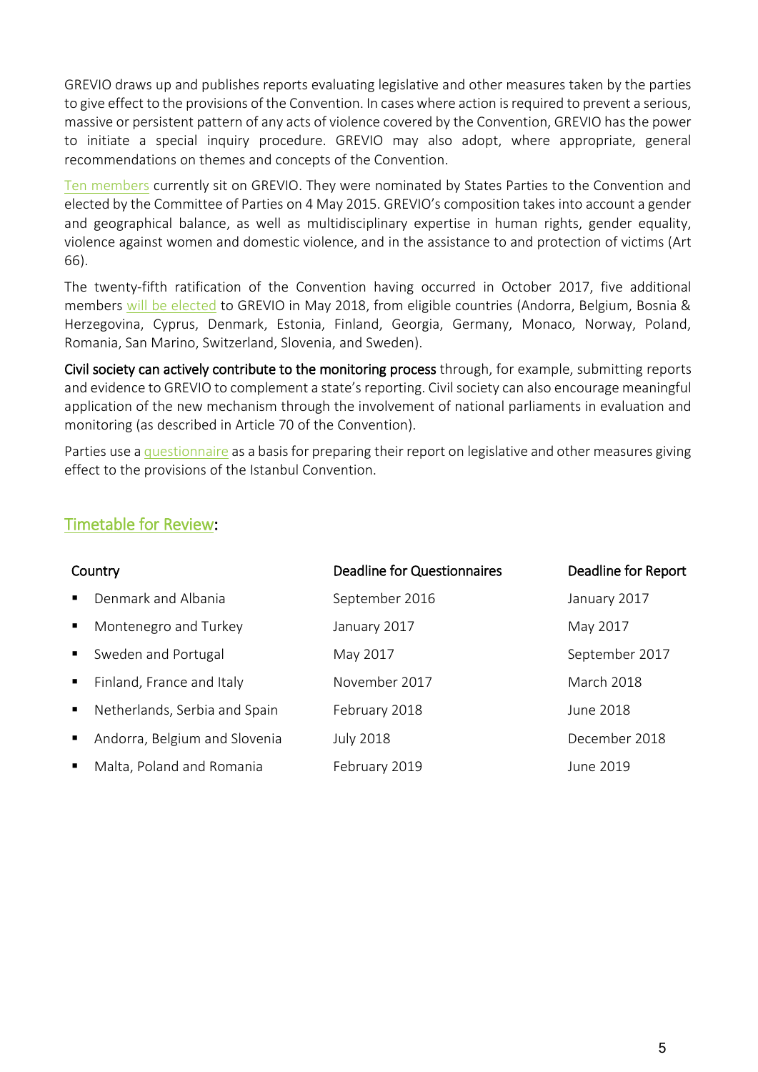GREVIO draws up and publishes reports evaluating legislative and other measures taken by the parties to give effect to the provisions of the Convention. In cases where action is required to prevent a serious, massive or persistent pattern of any acts of violence covered by the Convention, GREVIO has the power to initiate a special inquiry procedure. GREVIO may also adopt, where appropriate, general recommendations on themes and concepts of the Convention.

Ten members currently sit on GREVIO. They were nominated by States Parties to the Convention and elected by the Committee of Parties on 4 May 2015. GREVIO's composition takes into account a gender and geographical balance, as well as multidisciplinary expertise in human rights, gender equality, violence against women and domestic violence, and in the assistance to and protection of victims (Art 66).

The twenty-fifth ratification of the Convention having occurred in October 2017, five additional members will be elected to GREVIO in May 2018, from eligible countries (Andorra, Belgium, Bosnia & Herzegovina, Cyprus, Denmark, Estonia, Finland, Georgia, Germany, Monaco, Norway, Poland, Romania, San Marino, Switzerland, Slovenia, and Sweden).

**Civil society can actively contribute to the monitoring process** through, for example, submitting reports and evidence to GREVIO to complement a state's reporting. Civil society can also encourage meaningful application of the new mechanism through the involvement of national parliaments in evaluation and monitoring (as described in Article 70 of the Convention).

Parties use a questionnaire as a basis for preparing their report on legislative and other measures giving effect to the provisions of the Istanbul Convention.

## Timetable for Review:

| Country | Deadline for Questionnaires | Deadline for Report |
|---|---|---|
| ▪ Denmark and Albania | September 2016 | January 2017 |
| ▪ Montenegro and Turkey | January 2017 | May 2017 |
| ▪ Sweden and Portugal | May 2017 | September 2017 |
| ▪ Finland, France and Italy | November 2017 | March 2018 |
| ▪ Netherlands, Serbia and Spain | February 2018 | June 2018 |
| ▪ Andorra, Belgium and Slovenia | July 2018 | December 2018 |
| ▪ Malta, Poland and Romania | February 2019 | June 2019 |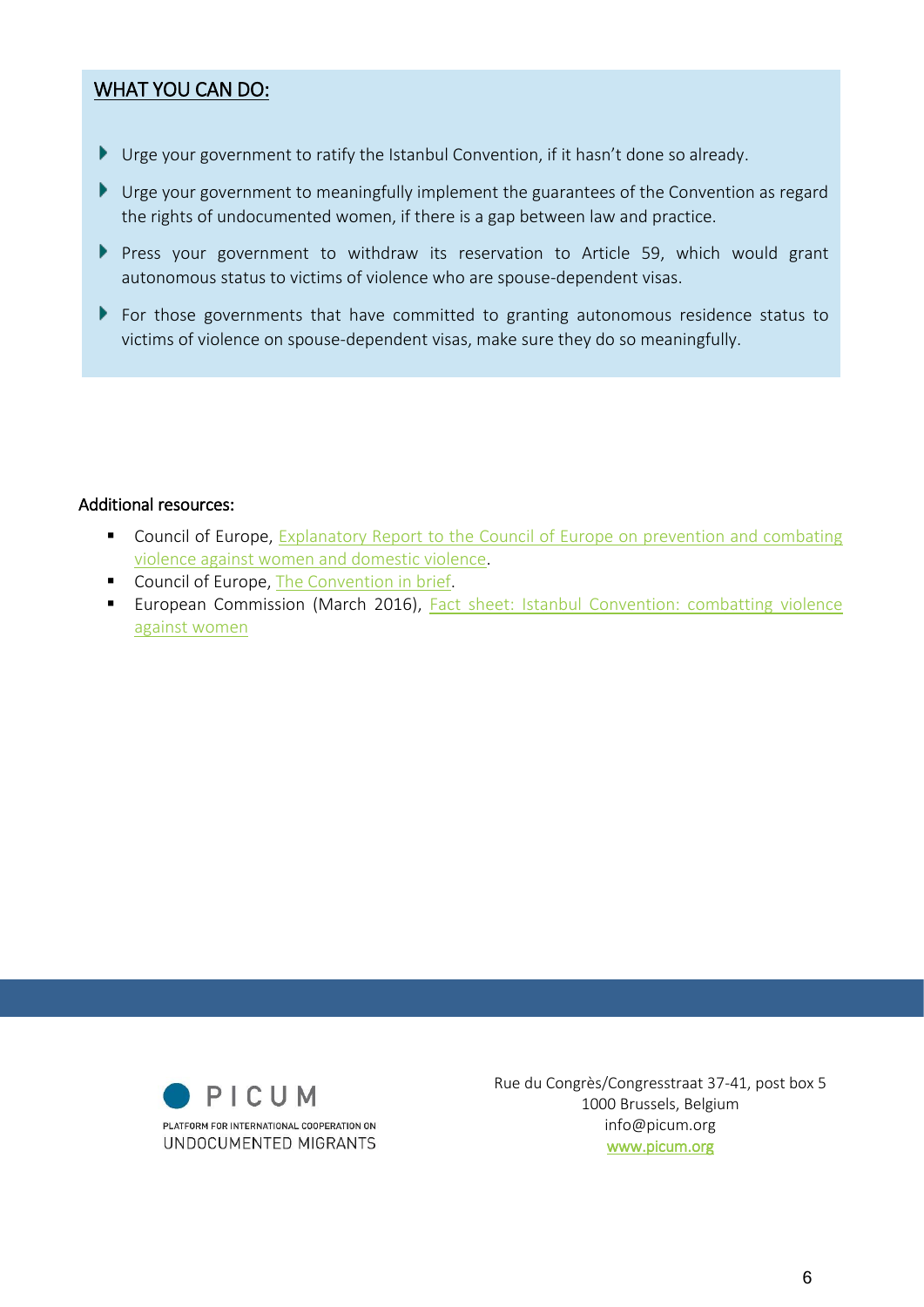## WHAT YOU CAN DO:

- Urge your government to ratify the Istanbul Convention, if it hasn't done so already.
- Urge your government to meaningfully implement the guarantees of the Convention as regard the rights of undocumented women, if there is a gap between law and practice.
- Press your government to withdraw its reservation to Article 59, which would grant autonomous status to victims of violence who are spouse-dependent visas.
- For those governments that have committed to granting autonomous residence status to victims of violence on spouse-dependent visas, make sure they do so meaningfully.

**Additional resources:**

- Council of Europe, Explanatory Report to the Council of Europe on prevention and combating violence against women and domestic violence.
- Council of Europe, The Convention in brief.
- European Commission (March 2016), Fact sheet: Istanbul Convention: combatting violence against women

PICUM

PLATFORM FOR INTERNATIONAL COOPERATION ON UNDOCUMENTED MIGRANTS

Rue du Congrès/Congresstraat 37-41, post box 5
1000 Brussels, Belgium
info@picum.org
www.picum.org